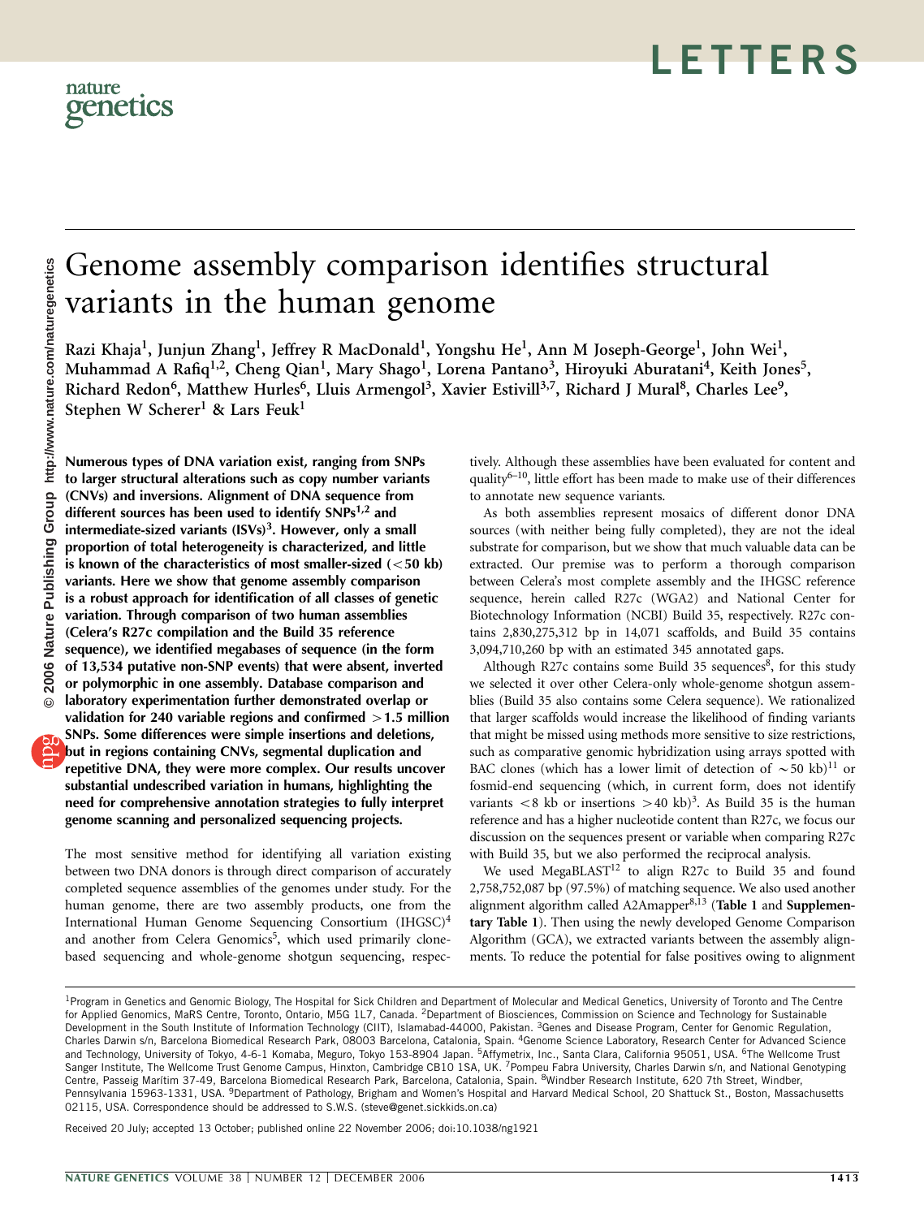# Genome assembly comparison identifies structural variants in the human genome

Razi Khaja[1], Junjun Zhang[1], Jeffrey R MacDonald[1], Yongshu He[1], Ann M Joseph-George[1], John Wei[1], Muhammad A Rafiq[1,2], Cheng Qian[1], Mary Shago[1], Lorena Pantano[3], Hiroyuki Aburatani[4], Keith Jones[5], Richard Redon[6], Matthew Hurles[6], Lluis Armengol[3], Xavier Estivill[3,7], Richard J Mural[8], Charles Lee[9], Stephen W Scherer[1] & Lars Feuk[1]

**Numerous types of DNA variation exist, ranging from SNPs to larger structural alterations such as copy number variants (CNVs) and inversions. Alignment of DNA sequence from different sources has been used to identify SNPs[1,2] and intermediate-sized variants (ISVs)[3]. However, only a small proportion of total heterogeneity is characterized, and little is known of the characteristics of most smaller-sized (<50 kb) variants. Here we show that genome assembly comparison is a robust approach for identification of all classes of genetic variation. Through comparison of two human assemblies (Celera's R27c compilation and the Build 35 reference sequence), we identified megabases of sequence (in the form of 13,534 putative non-SNP events) that were absent, inverted or polymorphic in one assembly. Database comparison and laboratory experimentation further demonstrated overlap or validation for 240 variable regions and confirmed >1.5 million SNPs. Some differences were simple insertions and deletions, but in regions containing CNVs, segmental duplication and repetitive DNA, they were more complex. Our results uncover substantial undescribed variation in humans, highlighting the need for comprehensive annotation strategies to fully interpret genome scanning and personalized sequencing projects.**

The most sensitive method for identifying all variation existing between two DNA donors is through direct comparison of accurately completed sequence assemblies of the genomes under study. For the human genome, there are two assembly products, one from the International Human Genome Sequencing Consortium (IHGSC)[4] and another from Celera Genomics[5], which used primarily clone-based sequencing and whole-genome shotgun sequencing, respectively. Although these assemblies have been evaluated for content and quality[6–10], little effort has been made to make use of their differences to annotate new sequence variants.

As both assemblies represent mosaics of different donor DNA sources (with neither being fully completed), they are not the ideal substrate for comparison, but we show that much valuable data can be extracted. Our premise was to perform a thorough comparison between Celera's most complete assembly and the IHGSC reference sequence, herein called R27c (WGA2) and National Center for Biotechnology Information (NCBI) Build 35, respectively. R27c contains 2,830,275,312 bp in 14,071 scaffolds, and Build 35 contains 3,094,710,260 bp with an estimated 345 annotated gaps.

Although R27c contains some Build 35 sequences[8], for this study we selected it over other Celera-only whole-genome shotgun assemblies (Build 35 also contains some Celera sequence). We rationalized that larger scaffolds would increase the likelihood of finding variants that might be missed using methods more sensitive to size restrictions, such as comparative genomic hybridization using arrays spotted with BAC clones (which has a lower limit of detection of ~50 kb)[11] or fosmid-end sequencing (which, in current form, does not identify variants <8 kb or insertions >40 kb)[3]. As Build 35 is the human reference and has a higher nucleotide content than R27c, we focus our discussion on the sequences present or variable when comparing R27c with Build 35, but we also performed the reciprocal analysis.

We used MegaBLAST[12] to align R27c to Build 35 and found 2,758,752,087 bp (97.5%) of matching sequence. We also used another alignment algorithm called A2Amapper[8,13] (**Table 1** and **Supplementary Table 1**). Then using the newly developed Genome Comparison Algorithm (GCA), we extracted variants between the assembly alignments. To reduce the potential for false positives owing to alignment

[1]Program in Genetics and Genomic Biology, The Hospital for Sick Children and Department of Molecular and Medical Genetics, University of Toronto and The Centre for Applied Genomics, MaRS Centre, Toronto, Ontario, M5G 1L7, Canada. [2]Department of Biosciences, Commission on Science and Technology for Sustainable Development in the South Institute of Information Technology (CIIT), Islamabad-44000, Pakistan. [3]Genes and Disease Program, Center for Genomic Regulation, Charles Darwin s/n, Barcelona Biomedical Research Park, 08003 Barcelona, Catalonia, Spain. [4]Genome Science Laboratory, Research Center for Advanced Science and Technology, University of Tokyo, 4-6-1 Komaba, Meguro, Tokyo 153-8904 Japan. [5]Affymetrix, Inc., Santa Clara, California 95051, USA. [6]The Wellcome Trust Sanger Institute, The Wellcome Trust Genome Campus, Hinxton, Cambridge CB10 1SA, UK. [7]Pompeu Fabra University, Charles Darwin s/n, and National Genotyping Centre, Passeig Marítim 37-49, Barcelona Biomedical Research Park, Barcelona, Catalonia, Spain. [8]Windber Research Institute, 620 7th Street, Windber, Pennsylvania 15963-1331, USA. [9]Department of Pathology, Brigham and Women's Hospital and Harvard Medical School, 20 Shattuck St., Boston, Massachusetts 02115, USA. Correspondence should be addressed to S.W.S. (steve@genet.sickkids.on.ca)

Received 20 July; accepted 13 October; published online 22 November 2006; doi:10.1038/ng1921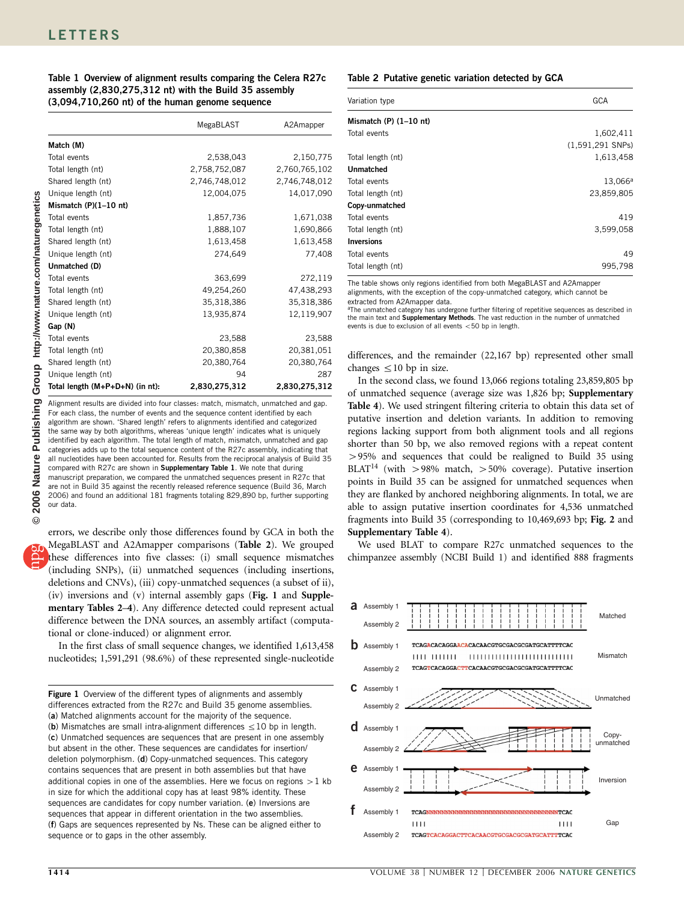**Table 1 Overview of alignment results comparing the Celera R27c assembly (2,830,275,312 nt) with the Build 35 assembly (3,094,710,260 nt) of the human genome sequence**

| | MegaBLAST | A2Amapper |
|---|---|---|
| **Match (M)** | | |
| Total events | 2,538,043 | 2,150,775 |
| Total length (nt) | 2,758,752,087 | 2,760,765,102 |
| Shared length (nt) | 2,746,748,012 | 2,746,748,012 |
| Unique length (nt) | 12,004,075 | 14,017,090 |
| **Mismatch (P)(1–10 nt)** | | |
| Total events | 1,857,736 | 1,671,038 |
| Total length (nt) | 1,888,107 | 1,690,866 |
| Shared length (nt) | 1,613,458 | 1,613,458 |
| Unique length (nt) | 274,649 | 77,408 |
| **Unmatched (D)** | | |
| Total events | 363,699 | 272,119 |
| Total length (nt) | 49,254,260 | 47,438,293 |
| Shared length (nt) | 35,318,386 | 35,318,386 |
| Unique length (nt) | 13,935,874 | 12,119,907 |
| **Gap (N)** | | |
| Total events | 23,588 | 23,588 |
| Total length (nt) | 20,380,858 | 20,381,051 |
| Shared length (nt) | 20,380,764 | 20,380,764 |
| Unique length (nt) | 94 | 287 |
| **Total length (M+P+D+N) (in nt):** | **2,830,275,312** | **2,830,275,312** |

Alignment results are divided into four classes: match, mismatch, unmatched and gap. For each class, the number of events and the sequence content identified by each algorithm are shown. 'Shared length' refers to alignments identified and categorized the same way by both algorithms, whereas 'unique length' indicates what is uniquely identified by each algorithm. The total length of match, mismatch, unmatched and gap categories adds up to the total sequence content of the R27c assembly, indicating that all nucleotides have been accounted for. Results from the reciprocal analysis of Build 35 compared with R27c are shown in **Supplementary Table 1**. We note that during manuscript preparation, we compared the unmatched sequences present in R27c that are not in Build 35 against the recently released reference sequence (Build 36, March 2006) and found an additional 181 fragments totaling 829,890 bp, further supporting our data.

errors, we describe only those differences found by GCA in both the MegaBLAST and A2Amapper comparisons (**Table 2**). We grouped these differences into five classes: (i) small sequence mismatches (including SNPs), (ii) unmatched sequences (including insertions, deletions and CNVs), (iii) copy-unmatched sequences (a subset of ii), (iv) inversions and (v) internal assembly gaps (**Fig. 1** and **Supplementary Tables 2–4**). Any difference detected could represent actual difference between the DNA sources, an assembly artifact (computational or clone-induced) or alignment error.

In the first class of small sequence changes, we identified 1,613,458 nucleotides; 1,591,291 (98.6%) of these represented single-nucleotide differences, and the remainder (22,167 bp) represented other small changes ≤10 bp in size.

In the second class, we found 13,066 regions totaling 23,859,805 bp of unmatched sequence (average size was 1,826 bp; **Supplementary Table 4**). We used stringent filtering criteria to obtain this data set of putative insertion and deletion variants. In addition to removing regions lacking support from both alignment tools and all regions shorter than 50 bp, we also removed regions with a repeat content >95% and sequences that could be realigned to Build 35 using BLAT[14] (with >98% match, >50% coverage). Putative insertion points in Build 35 can be assigned for unmatched sequences when they are flanked by anchored neighboring alignments. In total, we are able to assign putative insertion coordinates for 4,536 unmatched fragments into Build 35 (corresponding to 10,469,693 bp; **Fig. 2** and **Supplementary Table 4**).

We used BLAT to compare R27c unmatched sequences to the chimpanzee assembly (NCBI Build 1) and identified 888 fragments

**Table 2 Putative genetic variation detected by GCA**

| Variation type | GCA |
|---|---|
| **Mismatch (P) (1–10 nt)** | |
| Total events | 1,602,411 (1,591,291 SNPs) |
| Total length (nt) | 1,613,458 |
| **Unmatched** | |
| Total events | 13,066[a] |
| Total length (nt) | 23,859,805 |
| **Copy-unmatched** | |
| Total events | 419 |
| Total length (nt) | 3,599,058 |
| **Inversions** | |
| Total events | 49 |
| Total length (nt) | 995,798 |

The table shows only regions identified from both MegaBLAST and A2Amapper alignments, with the exception of the copy-unmatched category, which cannot be extracted from A2Amapper data.
[a]The unmatched category has undergone further filtering of repetitive sequences as described in the main text and **Supplementary Methods**. The vast reduction in the number of unmatched events is due to exclusion of all events <50 bp in length.

**Figure 1** Overview of the different types of alignments and assembly differences extracted from the R27c and Build 35 genome assemblies. (**a**) Matched alignments account for the majority of the sequence. (**b**) Mismatches are small intra-alignment differences ≤10 bp in length. (**c**) Unmatched sequences are sequences that are present in one assembly but absent in the other. These sequences are candidates for insertion/deletion polymorphism. (**d**) Copy-unmatched sequences. This category contains sequences that are present in both assemblies but that have additional copies in one of the assemblies. Here we focus on regions >1 kb in size for which the additional copy has at least 98% identity. These sequences are candidates for copy number variation. (**e**) Inversions are sequences that appear in different orientation in the two assemblies. (**f**) Gaps are sequences represented by Ns. These can be aligned either to sequence or to gaps in the other assembly.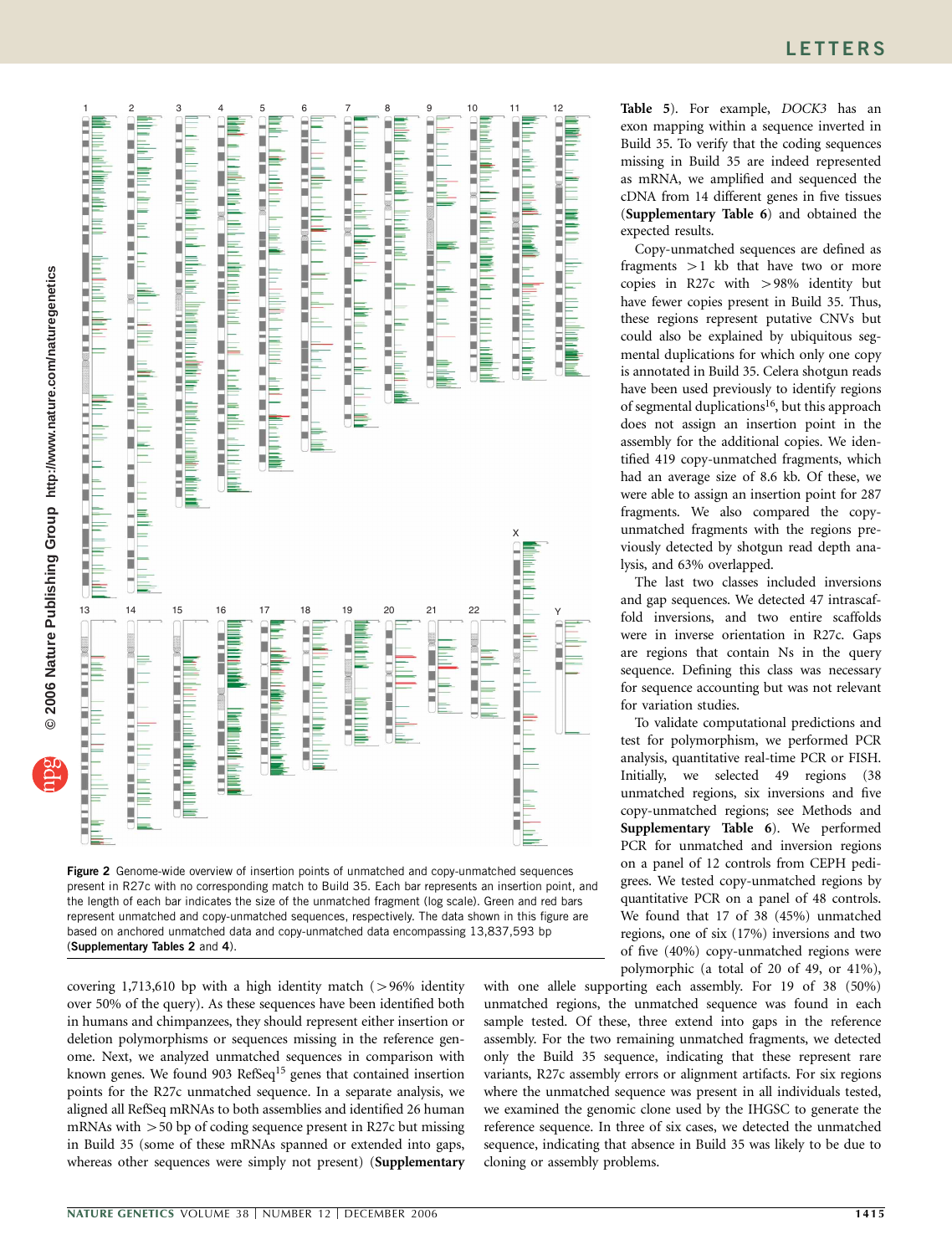Figure 2 Genome-wide overview of insertion points of unmatched and copy-unmatched sequences present in R27c with no corresponding match to Build 35. Each bar represents an insertion point, and the length of each bar indicates the size of the unmatched fragment (log scale). Green and red bars represent unmatched and copy-unmatched sequences, respectively. The data shown in this figure are based on anchored unmatched data and copy-unmatched data encompassing 13,837,593 bp (**Supplementary Tables 2** and **4**).

covering 1,713,610 bp with a high identity match (>96% identity over 50% of the query). As these sequences have been identified both in humans and chimpanzees, they should represent either insertion or deletion polymorphisms or sequences missing in the reference genome. Next, we analyzed unmatched sequences in comparison with known genes. We found 903 RefSeq[15] genes that contained insertion points for the R27c unmatched sequence. In a separate analysis, we aligned all RefSeq mRNAs to both assemblies and identified 26 human mRNAs with >50 bp of coding sequence present in R27c but missing in Build 35 (some of these mRNAs spanned or extended into gaps, whereas other sequences were simply not present) (**Supplementary Table 5**). For example, *DOCK3* has an exon mapping within a sequence inverted in Build 35. To verify that the coding sequences missing in Build 35 are indeed represented as mRNA, we amplified and sequenced the cDNA from 14 different genes in five tissues (**Supplementary Table 6**) and obtained the expected results.

Copy-unmatched sequences are defined as fragments >1 kb that have two or more copies in R27c with >98% identity but have fewer copies present in Build 35. Thus, these regions represent putative CNVs but could also be explained by ubiquitous segmental duplications for which only one copy is annotated in Build 35. Celera shotgun reads have been used previously to identify regions of segmental duplications[16], but this approach does not assign an insertion point in the assembly for the additional copies. We identified 419 copy-unmatched fragments, which had an average size of 8.6 kb. Of these, we were able to assign an insertion point for 287 fragments. We also compared the copy-unmatched fragments with the regions previously detected by shotgun read depth analysis, and 63% overlapped.

The last two classes included inversions and gap sequences. We detected 47 intrascaffold inversions, and two entire scaffolds were in inverse orientation in R27c. Gaps are regions that contain Ns in the query sequence. Defining this class was necessary for sequence accounting but was not relevant for variation studies.

To validate computational predictions and test for polymorphism, we performed PCR analysis, quantitative real-time PCR or FISH. Initially, we selected 49 regions (38 unmatched regions, six inversions and five copy-unmatched regions; see Methods and **Supplementary Table 6**). We performed PCR for unmatched and inversion regions on a panel of 12 controls from CEPH pedigrees. We tested copy-unmatched regions by quantitative PCR on a panel of 48 controls. We found that 17 of 38 (45%) unmatched regions, one of six (17%) inversions and two of five (40%) copy-unmatched regions were polymorphic (a total of 20 of 49, or 41%), with one allele supporting each assembly. For 19 of 38 (50%) unmatched regions, the unmatched sequence was found in each sample tested. Of these, three extend into gaps in the reference assembly. For the two remaining unmatched fragments, we detected only the Build 35 sequence, indicating that these represent rare variants, R27c assembly errors or alignment artifacts. For six regions where the unmatched sequence was present in all individuals tested, we examined the genomic clone used by the IHGSC to generate the reference sequence. In three of six cases, we detected the unmatched sequence, indicating that absence in Build 35 was likely to be due to cloning or assembly problems.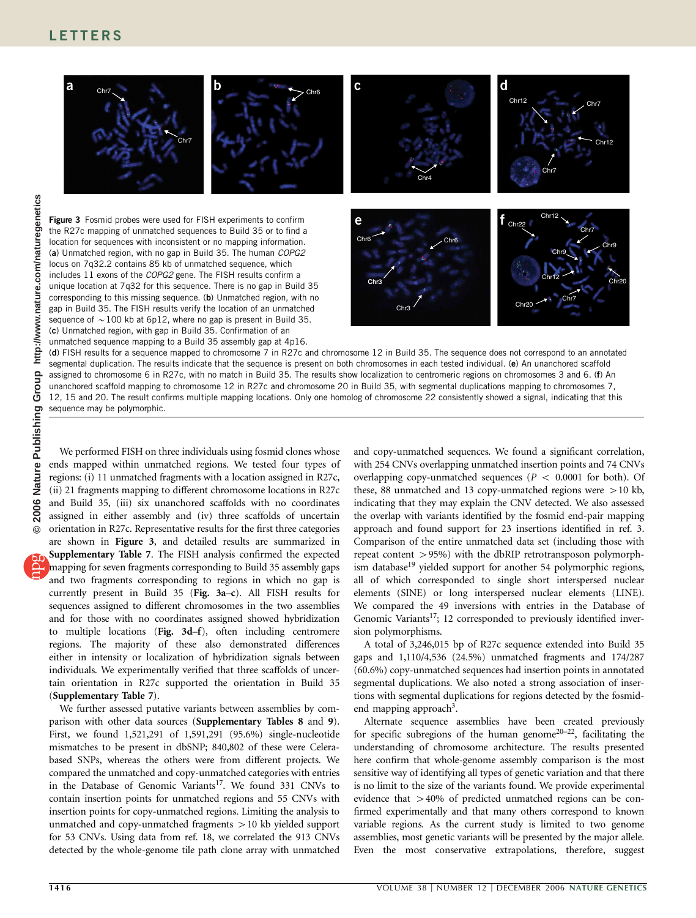**Figure 3** Fosmid probes were used for FISH experiments to confirm the R27c mapping of unmatched sequences to Build 35 or to find a location for sequences with inconsistent or no mapping information. (**a**) Unmatched region, with no gap in Build 35. The human *COPG2* locus on 7q32.2 contains 85 kb of unmatched sequence, which includes 11 exons of the *COPG2* gene. The FISH results confirm a unique location at 7q32 for this sequence. There is no gap in Build 35 corresponding to this missing sequence. (**b**) Unmatched region, with no gap in Build 35. The FISH results verify the location of an unmatched sequence of ~100 kb at 6p12, where no gap is present in Build 35. (**c**) Unmatched region, with gap in Build 35. Confirmation of an unmatched sequence mapping to a Build 35 assembly gap at 4p16. (**d**) FISH results for a sequence mapped to chromosome 7 in R27c and chromosome 12 in Build 35. The sequence does not correspond to an annotated segmental duplication. The results indicate that the sequence is present on both chromosomes in each tested individual. (**e**) An unanchored scaffold assigned to chromosome 6 in R27c, with no match in Build 35. The results show localization to centromeric regions on chromosomes 3 and 6. (**f**) An unanchored scaffold mapping to chromosome 12 in R27c and chromosome 20 in Build 35, with segmental duplications mapping to chromosomes 7, 12, 15 and 20. The result confirms multiple mapping locations. Only one homolog of chromosome 22 consistently showed a signal, indicating that this sequence may be polymorphic.

We performed FISH on three individuals using fosmid clones whose ends mapped within unmatched regions. We tested four types of regions: (i) 11 unmatched fragments with a location assigned in R27c, (ii) 21 fragments mapping to different chromosome locations in R27c and Build 35, (iii) six unanchored scaffolds with no coordinates assigned in either assembly and (iv) three scaffolds of uncertain orientation in R27c. Representative results for the first three categories are shown in **Figure 3**, and detailed results are summarized in **Supplementary Table 7**. The FISH analysis confirmed the expected mapping for seven fragments corresponding to Build 35 assembly gaps and two fragments corresponding to regions in which no gap is currently present in Build 35 (**Fig. 3a–c**). All FISH results for sequences assigned to different chromosomes in the two assemblies and for those with no coordinates assigned showed hybridization to multiple locations (**Fig. 3d–f**), often including centromere regions. The majority of these also demonstrated differences either in intensity or localization of hybridization signals between individuals. We experimentally verified that three scaffolds of uncertain orientation in R27c supported the orientation in Build 35 (**Supplementary Table 7**).

We further assessed putative variants between assemblies by comparison with other data sources (**Supplementary Tables 8** and **9**). First, we found 1,521,291 of 1,591,291 (95.6%) single-nucleotide mismatches to be present in dbSNP; 840,802 of these were Celera-based SNPs, whereas the others were from different projects. We compared the unmatched and copy-unmatched categories with entries in the Database of Genomic Variants[17]. We found 331 CNVs to contain insertion points for unmatched regions and 55 CNVs with insertion points for copy-unmatched regions. Limiting the analysis to unmatched and copy-unmatched fragments >10 kb yielded support for 53 CNVs. Using data from ref. 18, we correlated the 913 CNVs detected by the whole-genome tile path clone array with unmatched and copy-unmatched sequences. We found a significant correlation, with 254 CNVs overlapping unmatched insertion points and 74 CNVs overlapping copy-unmatched sequences ($P < 0.0001$ for both). Of these, 88 unmatched and 13 copy-unmatched regions were >10 kb, indicating that they may explain the CNV detected. We also assessed the overlap with variants identified by the fosmid end-pair mapping approach and found support for 23 insertions identified in ref. 3. Comparison of the entire unmatched data set (including those with repeat content >95%) with the dbRIP retrotransposon polymorphism database[19] yielded support for another 54 polymorphic regions, all of which corresponded to single short interspersed nuclear elements (SINE) or long interspersed nuclear elements (LINE). We compared the 49 inversions with entries in the Database of Genomic Variants[17]; 12 corresponded to previously identified inversion polymorphisms.

A total of 3,246,015 bp of R27c sequence extended into Build 35 gaps and 1,110/4,536 (24.5%) unmatched fragments and 174/287 (60.6%) copy-unmatched sequences had insertion points in annotated segmental duplications. We also noted a strong association of insertions with segmental duplications for regions detected by the fosmid-end mapping approach[3].

Alternate sequence assemblies have been created previously for specific subregions of the human genome[20–22], facilitating the understanding of chromosome architecture. The results presented here confirm that whole-genome assembly comparison is the most sensitive way of identifying all types of genetic variation and that there is no limit to the size of the variants found. We provide experimental evidence that >40% of predicted unmatched regions can be confirmed experimentally and that many others correspond to known variable regions. As the current study is limited to two genome assemblies, most genetic variants will be presented by the major allele. Even the most conservative extrapolations, therefore, suggest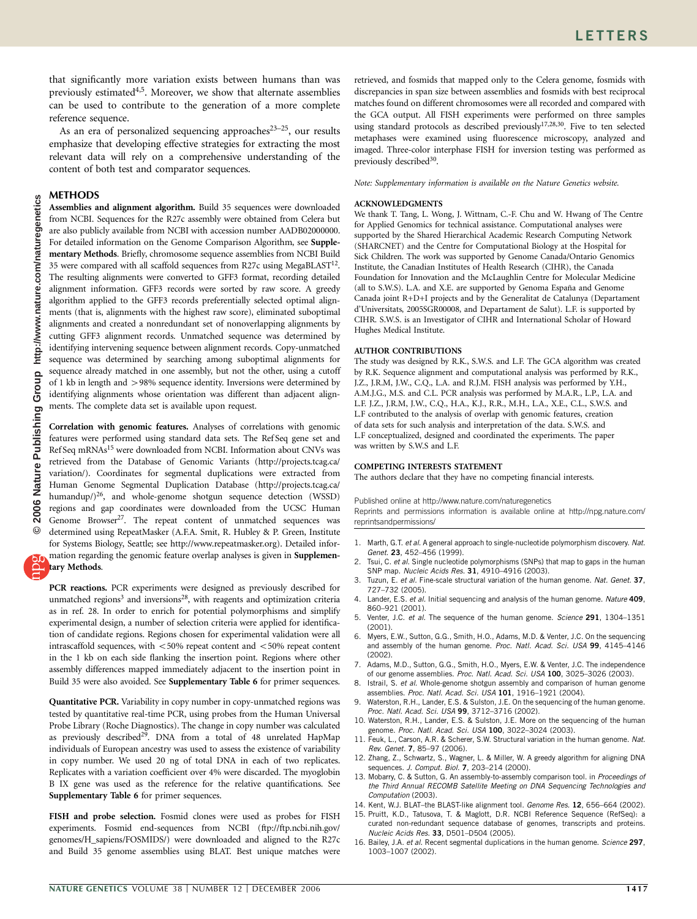that significantly more variation exists between humans than was previously estimated[4,5]. Moreover, we show that alternate assemblies can be used to contribute to the generation of a more complete reference sequence.

As an era of personalized sequencing approaches[23–25], our results emphasize that developing effective strategies for extracting the most relevant data will rely on a comprehensive understanding of the content of both test and comparator sequences.

## METHODS

**Assemblies and alignment algorithm.** Build 35 sequences were downloaded from NCBI. Sequences for the R27c assembly were obtained from Celera but are also publicly available from NCBI with accession number AADB02000000. For detailed information on the Genome Comparison Algorithm, see **Supplementary Methods**. Briefly, chromosome sequence assemblies from NCBI Build 35 were compared with all scaffold sequences from R27c using MegaBLAST[12]. The resulting alignments were converted to GFF3 format, recording detailed alignment information. GFF3 records were sorted by raw score. A greedy algorithm applied to the GFF3 records preferentially selected optimal alignments (that is, alignments with the highest raw score), eliminated suboptimal alignments and created a nonredundant set of nonoverlapping alignments by cutting GFF3 alignment records. Unmatched sequence was determined by identifying intervening sequence between alignment records. Copy-unmatched sequence was determined by searching among suboptimal alignments for sequence already matched in one assembly, but not the other, using a cutoff of 1 kb in length and >98% sequence identity. Inversions were determined by identifying alignments whose orientation was different than adjacent alignments. The complete data set is available upon request.

**Correlation with genomic features.** Analyses of correlations with genomic features were performed using standard data sets. The RefSeq gene set and RefSeq mRNAs[15] were downloaded from NCBI. Information about CNVs was retrieved from the Database of Genomic Variants (http://projects.tcag.ca/variation/). Coordinates for segmental duplications were extracted from Human Genome Segmental Duplication Database (http://projects.tcag.ca/humandup/)[26], and whole-genome shotgun sequence detection (WSSD) regions and gap coordinates were downloaded from the UCSC Human Genome Browser[27]. The repeat content of unmatched sequences was determined using RepeatMasker (A.F.A. Smit, R. Hubley & P. Green, Institute for Systems Biology, Seattle; see http://www.repeatmasker.org). Detailed information regarding the genomic feature overlap analyses is given in **Supplementary Methods**.

**PCR reactions.** PCR experiments were designed as previously described for unmatched regions[3] and inversions[28], with reagents and optimization criteria as in ref. 28. In order to enrich for potential polymorphisms and simplify experimental design, a number of selection criteria were applied for identification of candidate regions. Regions chosen for experimental validation were all intrascaffold sequences, with <50% repeat content and <50% repeat content in the 1 kb on each side flanking the insertion point. Regions where other assembly differences mapped immediately adjacent to the insertion point in Build 35 were also avoided. See **Supplementary Table 6** for primer sequences.

**Quantitative PCR.** Variability in copy number in copy-unmatched regions was tested by quantitative real-time PCR, using probes from the Human Universal Probe Library (Roche Diagnostics). The change in copy number was calculated as previously described[29]. DNA from a total of 48 unrelated HapMap individuals of European ancestry was used to assess the existence of variability in copy number. We used 20 ng of total DNA in each of two replicates. Replicates with a variation coefficient over 4% were discarded. The myoglobin B IX gene was used as the reference for the relative quantifications. See **Supplementary Table 6** for primer sequences.

**FISH and probe selection.** Fosmid clones were used as probes for FISH experiments. Fosmid end-sequences from NCBI (ftp://ftp.ncbi.nih.gov/genomes/H_sapiens/FOSMIDS/) were downloaded and aligned to the R27c and Build 35 genome assemblies using BLAT. Best unique matches were retrieved, and fosmids that mapped only to the Celera genome, fosmids with discrepancies in span size between assemblies and fosmids with best reciprocal matches found on different chromosomes were all recorded and compared with the GCA output. All FISH experiments were performed on three samples using standard protocols as described previously[17,28,30]. Five to ten selected metaphases were examined using fluorescence microscopy, analyzed and imaged. Three-color interphase FISH for inversion testing was performed as previously described[30].

*Note: Supplementary information is available on the Nature Genetics website.*

## ACKNOWLEDGMENTS

We thank T. Tang, L. Wong, J. Wittnam, C.-F. Chu and W. Hwang of The Centre for Applied Genomics for technical assistance. Computational analyses were supported by the Shared Hierarchical Academic Research Computing Network (SHARCNET) and the Centre for Computational Biology at the Hospital for Sick Children. The work was supported by Genome Canada/Ontario Genomics Institute, the Canadian Institutes of Health Research (CIHR), the Canada Foundation for Innovation and the McLaughlin Centre for Molecular Medicine (all to S.W.S). L.A. and X.E. are supported by Genoma España and Genome Canada joint R+D+I projects and by the Generalitat de Catalunya (Departament d'Universitats, 2005SGR00008, and Departament de Salut). L.F. is supported by CIHR. S.W.S. is an Investigator of CIHR and International Scholar of Howard Hughes Medical Institute.

## AUTHOR CONTRIBUTIONS

The study was designed by R.K., S.W.S. and L.F. The GCA algorithm was created by R.K. Sequence alignment and computational analysis was performed by R.K., J.Z., J.R.M, J.W., C.Q., L.A. and R.J.M. FISH analysis was performed by Y.H., A.M.J.G., M.S. and C.L. PCR analysis was performed by M.A.R., L.P., L.A. and L.F. J.Z., J.R.M, J.W., C.Q., H.A., K.J., R.R., M.H., L.A., X.E., C.L., S.W.S. and L.F contributed to the analysis of overlap with genomic features, creation of data sets for such analysis and interpretation of the data. S.W.S. and L.F conceptualized, designed and coordinated the experiments. The paper was written by S.W.S and L.F.

## COMPETING INTERESTS STATEMENT

The authors declare that they have no competing financial interests.

Published online at http://www.nature.com/naturegenetics
Reprints and permissions information is available online at http://npg.nature.com/reprintsandpermissions/

1. Marth, G.T. *et al.* A general approach to single-nucleotide polymorphism discovery. *Nat. Genet.* **23**, 452–456 (1999).
2. Tsui, C. *et al.* Single nucleotide polymorphisms (SNPs) that map to gaps in the human SNP map. *Nucleic Acids Res.* **31**, 4910–4916 (2003).
3. Tuzun, E. *et al.* Fine-scale structural variation of the human genome. *Nat. Genet.* **37**, 727–732 (2005).
4. Lander, E.S. *et al.* Initial sequencing and analysis of the human genome. *Nature* **409**, 860–921 (2001).
5. Venter, J.C. *et al.* The sequence of the human genome. *Science* **291**, 1304–1351 (2001).
6. Myers, E.W., Sutton, G.G., Smith, H.O., Adams, M.D. & Venter, J.C. On the sequencing and assembly of the human genome. *Proc. Natl. Acad. Sci. USA* **99**, 4145–4146 (2002).
7. Adams, M.D., Sutton, G.G., Smith, H.O., Myers, E.W. & Venter, J.C. The independence of our genome assemblies. *Proc. Natl. Acad. Sci. USA* **100**, 3025–3026 (2003).
8. Istrail, S. *et al.* Whole-genome shotgun assembly and comparison of human genome assemblies. *Proc. Natl. Acad. Sci. USA* **101**, 1916–1921 (2004).
9. Waterston, R.H., Lander, E.S. & Sulston, J.E. On the sequencing of the human genome. *Proc. Natl. Acad. Sci. USA* **99**, 3712–3716 (2002).
10. Waterston, R.H., Lander, E.S. & Sulston, J.E. More on the sequencing of the human genome. *Proc. Natl. Acad. Sci. USA* **100**, 3022–3024 (2003).
11. Feuk, L., Carson, A.R. & Scherer, S.W. Structural variation in the human genome. *Nat. Rev. Genet.* **7**, 85–97 (2006).
12. Zhang, Z., Schwartz, S., Wagner, L. & Miller, W. A greedy algorithm for aligning DNA sequences. *J. Comput. Biol.* **7**, 203–214 (2000).
13. Mobarry, C. & Sutton, G. An assembly-to-assembly comparison tool. in *Proceedings of the Third Annual RECOMB Satellite Meeting on DNA Sequencing Technologies and Computation* (2003).
14. Kent, W.J. BLAT–the BLAST-like alignment tool. *Genome Res.* **12**, 656–664 (2002).
15. Pruitt, K.D., Tatusova, T. & Maglott, D.R. NCBI Reference Sequence (RefSeq): a curated non-redundant sequence database of genomes, transcripts and proteins. *Nucleic Acids Res.* **33**, D501–D504 (2005).
16. Bailey, J.A. *et al.* Recent segmental duplications in the human genome. *Science* **297**, 1003–1007 (2002).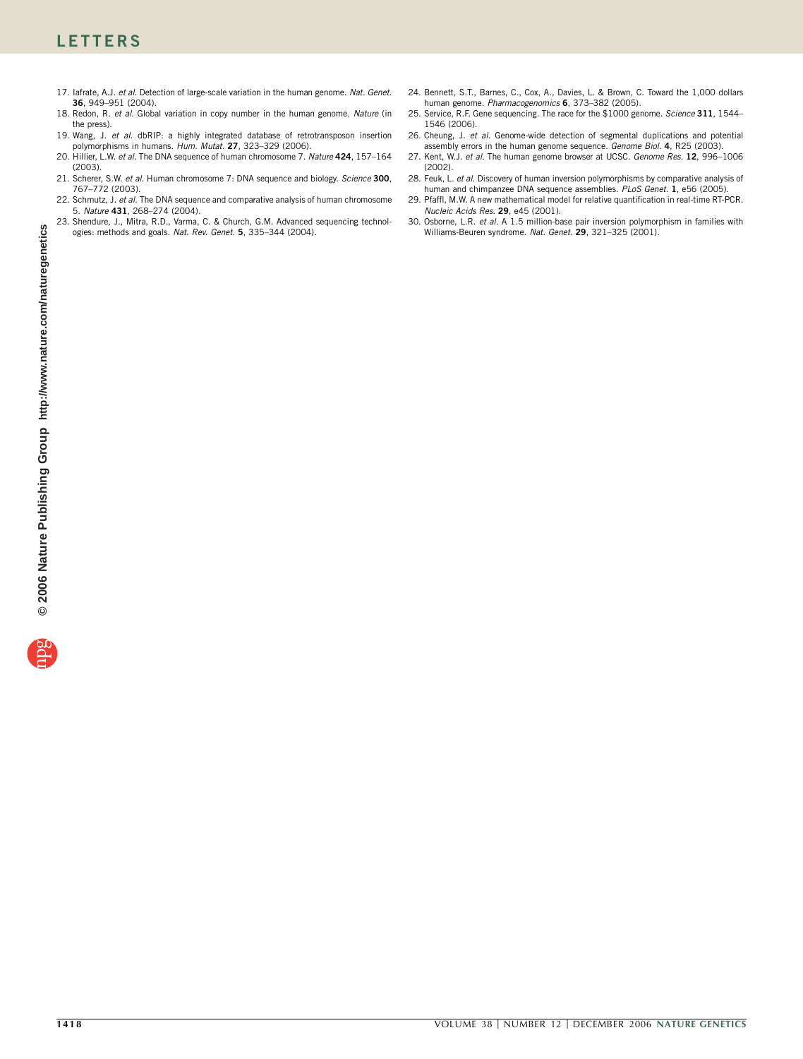17. Iafrate, A.J. *et al.* Detection of large-scale variation in the human genome. *Nat. Genet.* **36**, 949–951 (2004).
18. Redon, R. *et al.* Global variation in copy number in the human genome. *Nature* (in the press).
19. Wang, J. *et al.* dbRIP: a highly integrated database of retrotransposon insertion polymorphisms in humans. *Hum. Mutat.* **27**, 323–329 (2006).
20. Hillier, L.W. *et al.* The DNA sequence of human chromosome 7. *Nature* **424**, 157–164 (2003).
21. Scherer, S.W. *et al.* Human chromosome 7: DNA sequence and biology. *Science* **300**, 767–772 (2003).
22. Schmutz, J. *et al.* The DNA sequence and comparative analysis of human chromosome 5. *Nature* **431**, 268–274 (2004).
23. Shendure, J., Mitra, R.D., Varma, C. & Church, G.M. Advanced sequencing technologies: methods and goals. *Nat. Rev. Genet.* **5**, 335–344 (2004).
24. Bennett, S.T., Barnes, C., Cox, A., Davies, L. & Brown, C. Toward the 1,000 dollars human genome. *Pharmacogenomics* **6**, 373–382 (2005).
25. Service, R.F. Gene sequencing. The race for the $1000 genome. *Science* **311**, 1544–1546 (2006).
26. Cheung, J. *et al.* Genome-wide detection of segmental duplications and potential assembly errors in the human genome sequence. *Genome Biol.* **4**, R25 (2003).
27. Kent, W.J. *et al.* The human genome browser at UCSC. *Genome Res.* **12**, 996–1006 (2002).
28. Feuk, L. *et al.* Discovery of human inversion polymorphisms by comparative analysis of human and chimpanzee DNA sequence assemblies. *PLoS Genet.* **1**, e56 (2005).
29. Pfaffl, M.W. A new mathematical model for relative quantification in real-time RT-PCR. *Nucleic Acids Res.* **29**, e45 (2001).
30. Osborne, L.R. *et al.* A 1.5 million-base pair inversion polymorphism in families with Williams-Beuren syndrome. *Nat. Genet.* **29**, 321–325 (2001).